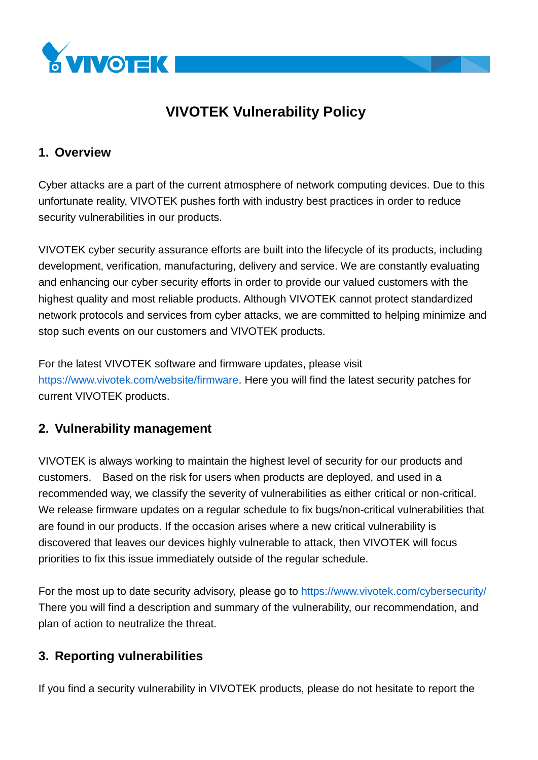# VIVOTEK Vulnerability Policy

## 1. Overview

Cyber attacks are a part of the current atmosphere of network computing devices. Due to this unfortunate reality, VIVOTEK pushes forth with industry best practices in order to reduce security vulnerabilities in our products.

VIVOTEK cyber security assurance efforts are built into the lifecycle of its products, including development, verification, manufacturing, delivery and service. We are constantly evaluating and enhancing our cyber security efforts in order to provide our valued customers with the highest quality and most reliable products. Although VIVOTEK cannot protect standardized network protocols and services from cyber attacks, we are committed to helping minimize and stop such events on our customers and VIVOTEK products.

For the latest VIVOTEK software and firmware updates, please visit https://www.vivotek.com/website/firmware. Here you will find the latest security patches for current VIVOTEK products.

## 2. Vulnerability management

VIVOTEK is always working to maintain the highest level of security for our products and customers. Based on the risk for users when products are deployed, and used in a recommended way, we classify the severity of vulnerabilities as either critical or non-critical. We release firmware updates on a regular schedule to fix bugs/non-critical vulnerabilities that are found in our products. If the occasion arises where a new critical vulnerability is discovered that leaves our devices highly vulnerable to attack, then VIVOTEK will focus priorities to fix this issue immediately outside of the regular schedule.

For the most up to date security advisory, please go to https://www.vivotek.com/cybersecurity/ There you will find a description and summary of the vulnerability, our recommendation, and plan of action to neutralize the threat.

## 3. Reporting vulnerabilities

If you find a security vulnerability in VIVOTEK products, please do not hesitate to report the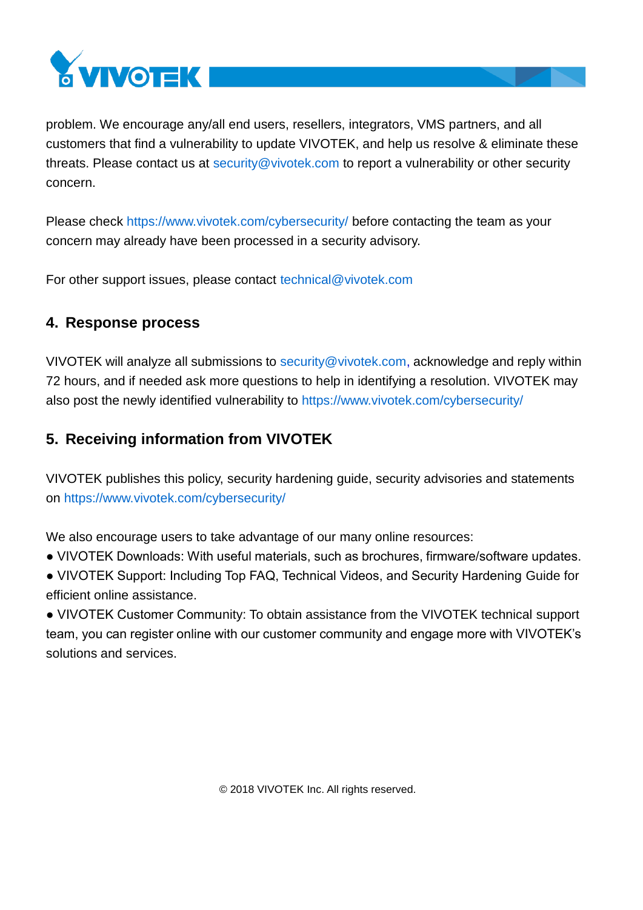problem. We encourage any/all end users, resellers, integrators, VMS partners, and all customers that find a vulnerability to update VIVOTEK, and help us resolve & eliminate these threats. Please contact us at security@vivotek.com to report a vulnerability or other security concern.

Please check https://www.vivotek.com/cybersecurity/ before contacting the team as your concern may already have been processed in a security advisory.

For other support issues, please contact technical@vivotek.com

## 4. Response process

VIVOTEK will analyze all submissions to security@vivotek.com, acknowledge and reply within 72 hours, and if needed ask more questions to help in identifying a resolution. VIVOTEK may also post the newly identified vulnerability to https://www.vivotek.com/cybersecurity/

## 5. Receiving information from VIVOTEK

VIVOTEK publishes this policy, security hardening guide, security advisories and statements on https://www.vivotek.com/cybersecurity/

We also encourage users to take advantage of our many online resources:

- VIVOTEK Downloads: With useful materials, such as brochures, firmware/software updates.
- VIVOTEK Support: Including Top FAQ, Technical Videos, and Security Hardening Guide for efficient online assistance.
- VIVOTEK Customer Community: To obtain assistance from the VIVOTEK technical support team, you can register online with our customer community and engage more with VIVOTEK's solutions and services.

© 2018 VIVOTEK Inc. All rights reserved.